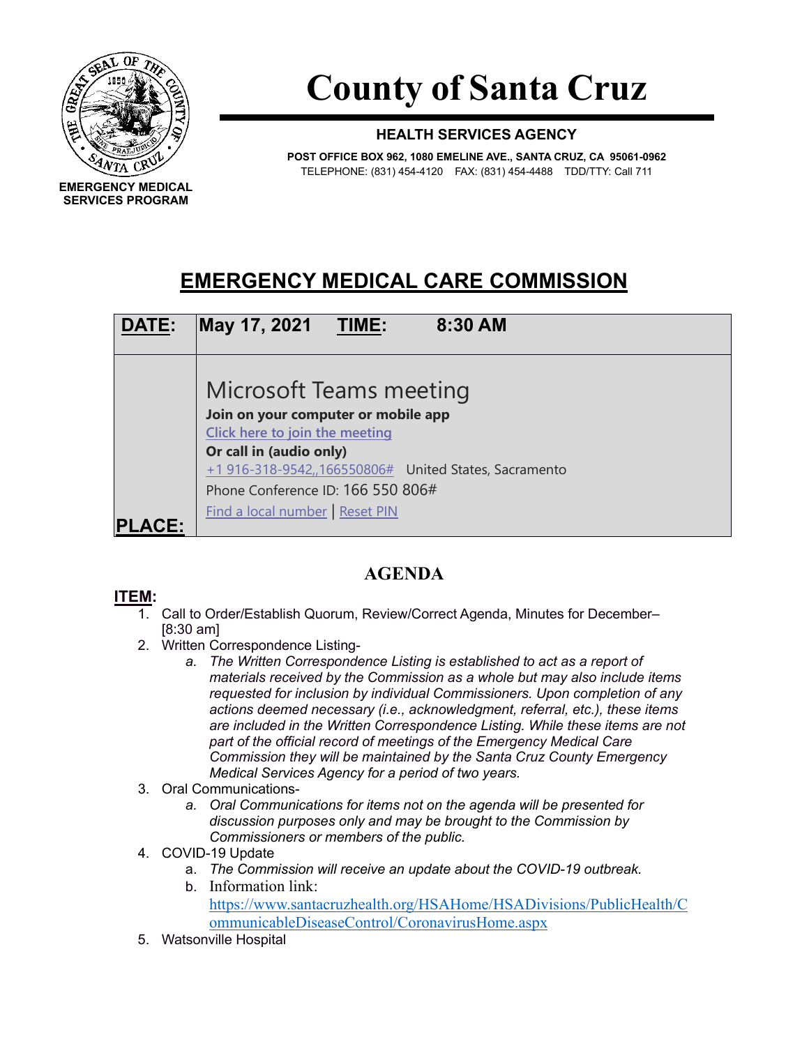EMERGENCY MEDICAL SERVICES PROGRAM

# County of Santa Cruz

**HEALTH SERVICES AGENCY**

**POST OFFICE BOX 962, 1080 EMELINE AVE., SANTA CRUZ, CA 95061-0962**
TELEPHONE: (831) 454-4120 FAX: (831) 454-4488 TDD/TTY: Call 711

## EMERGENCY MEDICAL CARE COMMISSION

| **DATE:** | **May 17, 2021** **TIME:** **8:30 AM** |
|---|---|
| **PLACE:** | Microsoft Teams meeting<br>**Join on your computer or mobile app**<br>Click here to join the meeting<br>**Or call in (audio only)**<br>+1 916-318-9542,,166550806# United States, Sacramento<br>Phone Conference ID: 166 550 806#<br>Find a local number \| Reset PIN |

## AGENDA

**ITEM:**

1. Call to Order/Establish Quorum, Review/Correct Agenda, Minutes for December– [8:30 am]
2. Written Correspondence Listing-
   a. *The Written Correspondence Listing is established to act as a report of materials received by the Commission as a whole but may also include items requested for inclusion by individual Commissioners. Upon completion of any actions deemed necessary (i.e., acknowledgment, referral, etc.), these items are included in the Written Correspondence Listing. While these items are not part of the official record of meetings of the Emergency Medical Care Commission they will be maintained by the Santa Cruz County Emergency Medical Services Agency for a period of two years.*
3. Oral Communications-
   a. *Oral Communications for items not on the agenda will be presented for discussion purposes only and may be brought to the Commission by Commissioners or members of the public.*
4. COVID-19 Update
   a. *The Commission will receive an update about the COVID-19 outbreak.*
   b. Information link: https://www.santacruzhealth.org/HSAHome/HSADivisions/PublicHealth/CommunicableDiseaseControl/CoronavirusHome.aspx
5. Watsonville Hospital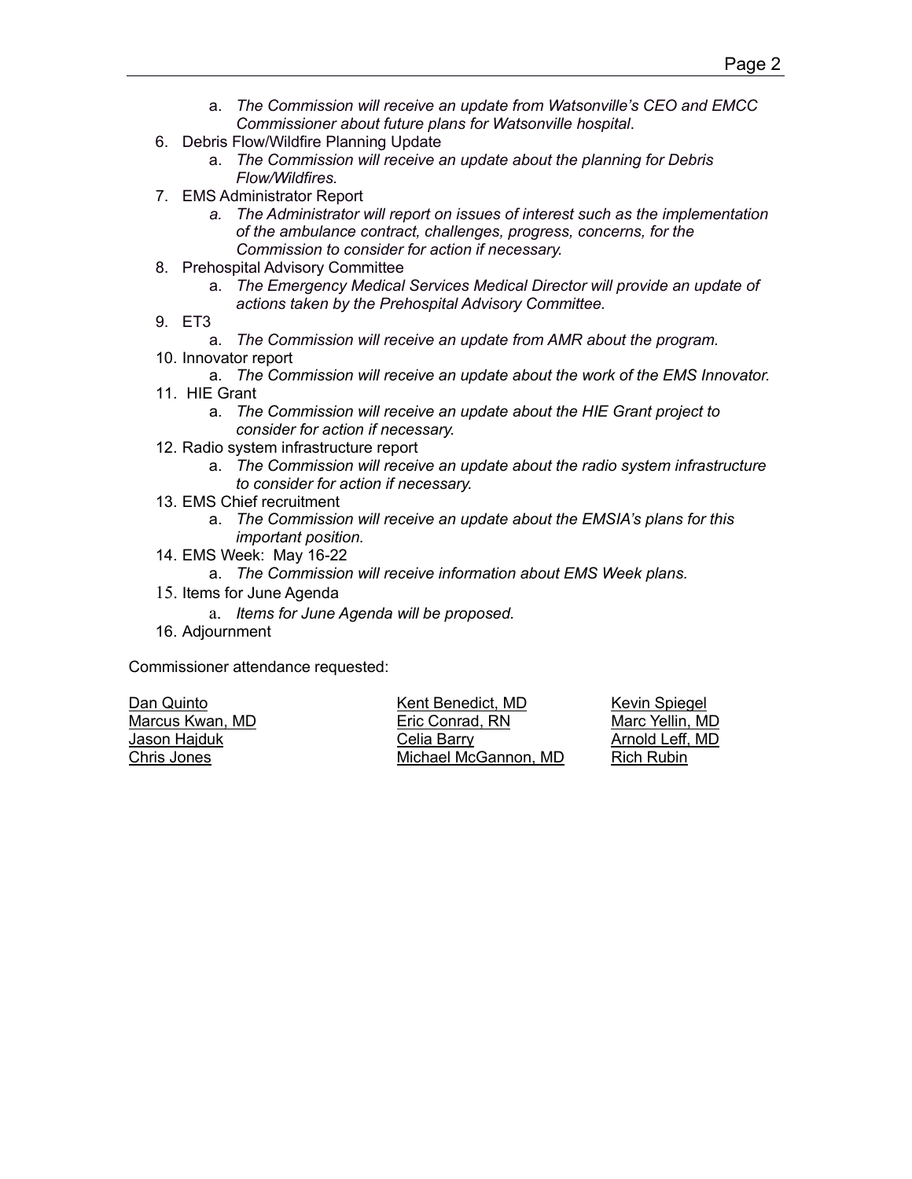a. *The Commission will receive an update from Watsonville's CEO and EMCC Commissioner about future plans for Watsonville hospital*.

6. Debris Flow/Wildfire Planning Update
   a. *The Commission will receive an update about the planning for Debris Flow/Wildfires.*
7. EMS Administrator Report
   a. *The Administrator will report on issues of interest such as the implementation of the ambulance contract, challenges, progress, concerns, for the Commission to consider for action if necessary.*
8. Prehospital Advisory Committee
   a. *The Emergency Medical Services Medical Director will provide an update of actions taken by the Prehospital Advisory Committee.*
9. ET3
   a. *The Commission will receive an update from AMR about the program.*
10. Innovator report
    a. *The Commission will receive an update about the work of the EMS Innovator.*
11. HIE Grant
    a. *The Commission will receive an update about the HIE Grant project to consider for action if necessary.*
12. Radio system infrastructure report
    a. *The Commission will receive an update about the radio system infrastructure to consider for action if necessary.*
13. EMS Chief recruitment
    a. *The Commission will receive an update about the EMSIA's plans for this important position.*
14. EMS Week: May 16-22
    a. *The Commission will receive information about EMS Week plans.*
15. Items for June Agenda
    a. *Items for June Agenda will be proposed.*
16. Adjournment

Commissioner attendance requested:

| | | |
|---|---|---|
| Dan Quinto | Kent Benedict, MD | Kevin Spiegel |
| Marcus Kwan, MD | Eric Conrad, RN | Marc Yellin, MD |
| Jason Hajduk | Celia Barry | Arnold Leff, MD |
| Chris Jones | Michael McGannon, MD | Rich Rubin |